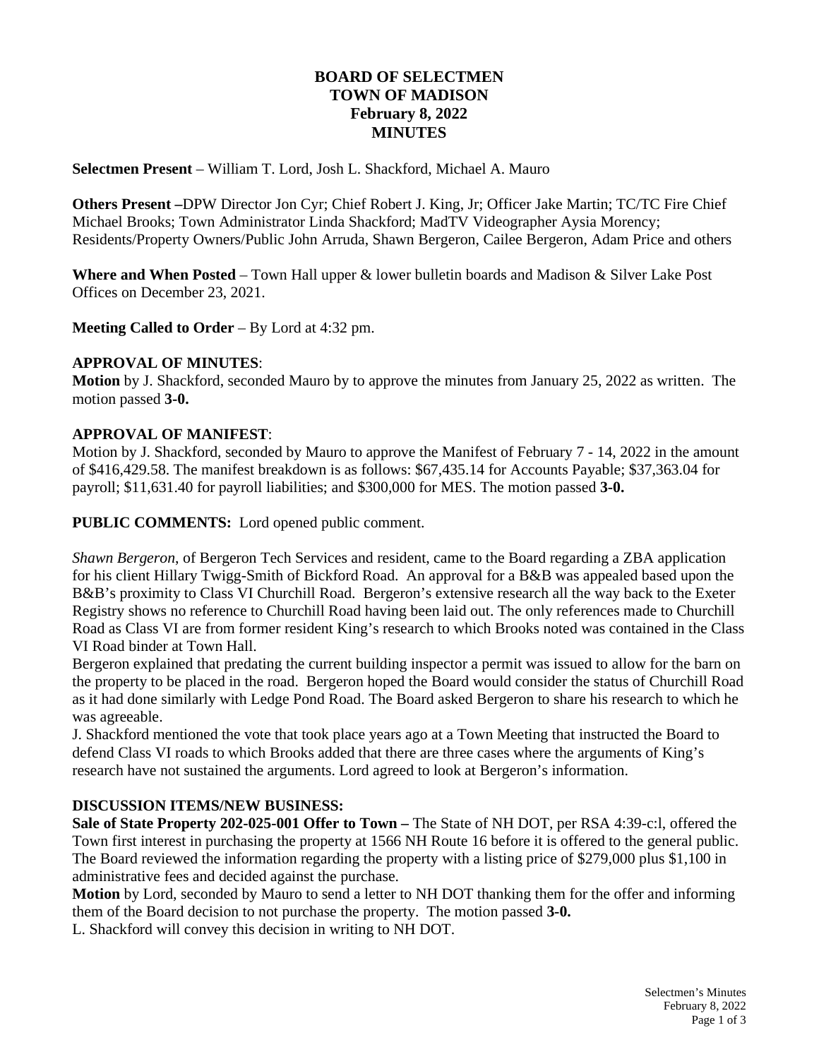# BOARD OF SELECTMEN
# TOWN OF MADISON
# February 8, 2022
# MINUTES

**Selectmen Present** – William T. Lord, Josh L. Shackford, Michael A. Mauro

**Others Present –**DPW Director Jon Cyr; Chief Robert J. King, Jr; Officer Jake Martin; TC/TC Fire Chief Michael Brooks; Town Administrator Linda Shackford; MadTV Videographer Aysia Morency; Residents/Property Owners/Public John Arruda, Shawn Bergeron, Cailee Bergeron, Adam Price and others

**Where and When Posted** – Town Hall upper & lower bulletin boards and Madison & Silver Lake Post Offices on December 23, 2021.

**Meeting Called to Order** – By Lord at 4:32 pm.

**APPROVAL OF MINUTES**:

**Motion** by J. Shackford, seconded Mauro by to approve the minutes from January 25, 2022 as written. The motion passed **3-0.**

**APPROVAL OF MANIFEST**:

Motion by J. Shackford, seconded by Mauro to approve the Manifest of February 7 - 14, 2022 in the amount of $416,429.58. The manifest breakdown is as follows: $67,435.14 for Accounts Payable; $37,363.04 for payroll; $11,631.40 for payroll liabilities; and $300,000 for MES. The motion passed **3-0.**

**PUBLIC COMMENTS:** Lord opened public comment.

*Shawn Bergeron*, of Bergeron Tech Services and resident, came to the Board regarding a ZBA application for his client Hillary Twigg-Smith of Bickford Road. An approval for a B&B was appealed based upon the B&B's proximity to Class VI Churchill Road. Bergeron's extensive research all the way back to the Exeter Registry shows no reference to Churchill Road having been laid out. The only references made to Churchill Road as Class VI are from former resident King's research to which Brooks noted was contained in the Class VI Road binder at Town Hall.

Bergeron explained that predating the current building inspector a permit was issued to allow for the barn on the property to be placed in the road. Bergeron hoped the Board would consider the status of Churchill Road as it had done similarly with Ledge Pond Road. The Board asked Bergeron to share his research to which he was agreeable.

J. Shackford mentioned the vote that took place years ago at a Town Meeting that instructed the Board to defend Class VI roads to which Brooks added that there are three cases where the arguments of King's research have not sustained the arguments. Lord agreed to look at Bergeron's information.

**DISCUSSION ITEMS/NEW BUSINESS:**

**Sale of State Property 202-025-001 Offer to Town –** The State of NH DOT, per RSA 4:39-c:l, offered the Town first interest in purchasing the property at 1566 NH Route 16 before it is offered to the general public. The Board reviewed the information regarding the property with a listing price of $279,000 plus $1,100 in administrative fees and decided against the purchase.

**Motion** by Lord, seconded by Mauro to send a letter to NH DOT thanking them for the offer and informing them of the Board decision to not purchase the property. The motion passed **3-0.**

L. Shackford will convey this decision in writing to NH DOT.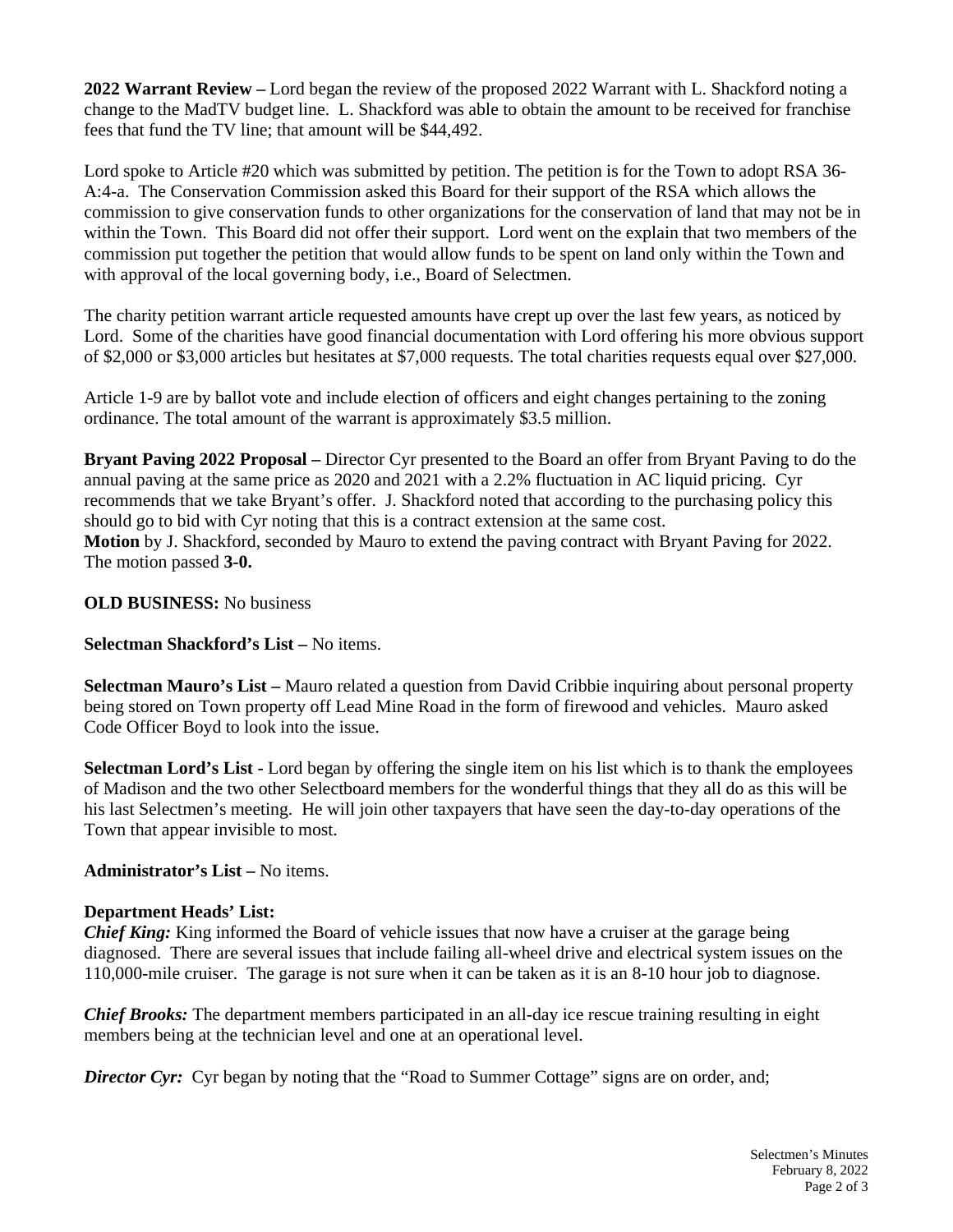**2022 Warrant Review –** Lord began the review of the proposed 2022 Warrant with L. Shackford noting a change to the MadTV budget line. L. Shackford was able to obtain the amount to be received for franchise fees that fund the TV line; that amount will be $44,492.

Lord spoke to Article #20 which was submitted by petition. The petition is for the Town to adopt RSA 36-A:4-a. The Conservation Commission asked this Board for their support of the RSA which allows the commission to give conservation funds to other organizations for the conservation of land that may not be in within the Town. This Board did not offer their support. Lord went on the explain that two members of the commission put together the petition that would allow funds to be spent on land only within the Town and with approval of the local governing body, i.e., Board of Selectmen.

The charity petition warrant article requested amounts have crept up over the last few years, as noticed by Lord. Some of the charities have good financial documentation with Lord offering his more obvious support of $2,000 or $3,000 articles but hesitates at $7,000 requests. The total charities requests equal over $27,000.

Article 1-9 are by ballot vote and include election of officers and eight changes pertaining to the zoning ordinance. The total amount of the warrant is approximately $3.5 million.

**Bryant Paving 2022 Proposal –** Director Cyr presented to the Board an offer from Bryant Paving to do the annual paving at the same price as 2020 and 2021 with a 2.2% fluctuation in AC liquid pricing. Cyr recommends that we take Bryant's offer. J. Shackford noted that according to the purchasing policy this should go to bid with Cyr noting that this is a contract extension at the same cost.
**Motion** by J. Shackford, seconded by Mauro to extend the paving contract with Bryant Paving for 2022. The motion passed **3-0.**

**OLD BUSINESS:** No business

**Selectman Shackford's List –** No items.

**Selectman Mauro's List –** Mauro related a question from David Cribbie inquiring about personal property being stored on Town property off Lead Mine Road in the form of firewood and vehicles. Mauro asked Code Officer Boyd to look into the issue.

**Selectman Lord's List -** Lord began by offering the single item on his list which is to thank the employees of Madison and the two other Selectboard members for the wonderful things that they all do as this will be his last Selectmen's meeting. He will join other taxpayers that have seen the day-to-day operations of the Town that appear invisible to most.

**Administrator's List –** No items.

**Department Heads' List:**
***Chief King:*** King informed the Board of vehicle issues that now have a cruiser at the garage being diagnosed. There are several issues that include failing all-wheel drive and electrical system issues on the 110,000-mile cruiser. The garage is not sure when it can be taken as it is an 8-10 hour job to diagnose.

***Chief Brooks:*** The department members participated in an all-day ice rescue training resulting in eight members being at the technician level and one at an operational level.

***Director Cyr:*** Cyr began by noting that the "Road to Summer Cottage" signs are on order, and;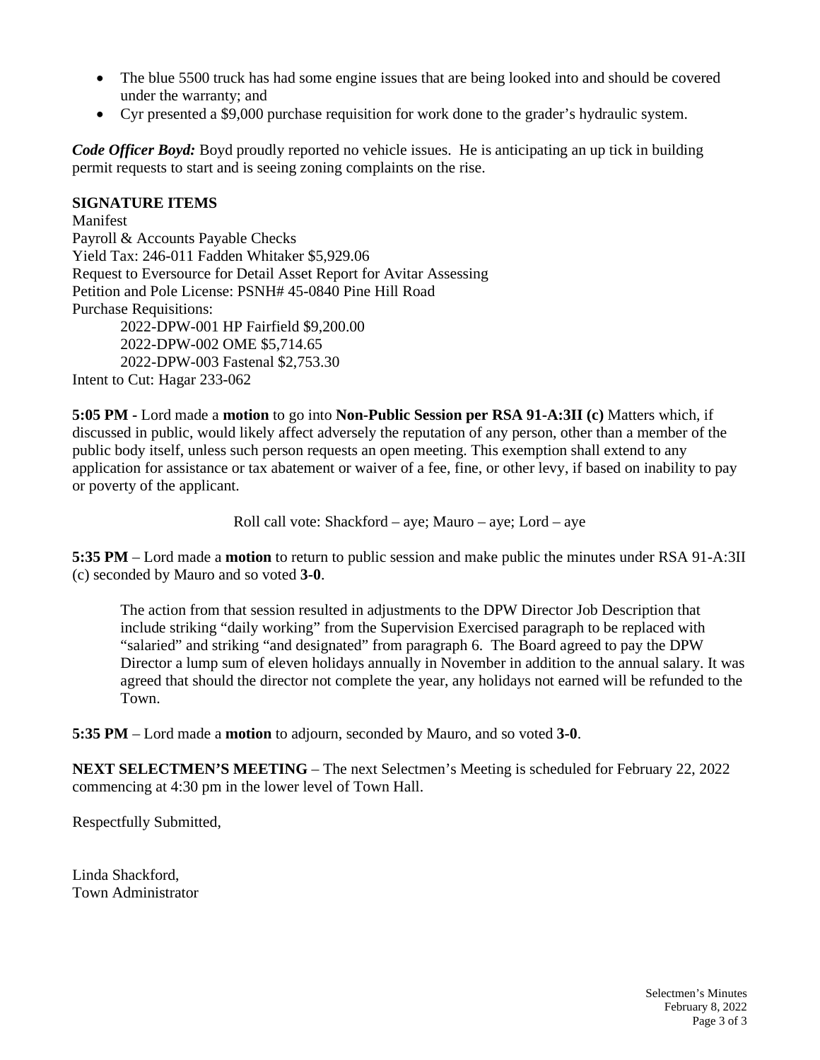- The blue 5500 truck has had some engine issues that are being looked into and should be covered under the warranty; and
- Cyr presented a $9,000 purchase requisition for work done to the grader's hydraulic system.

***Code Officer Boyd:*** Boyd proudly reported no vehicle issues. He is anticipating an up tick in building permit requests to start and is seeing zoning complaints on the rise.

**SIGNATURE ITEMS**

Manifest
Payroll & Accounts Payable Checks
Yield Tax: 246-011 Fadden Whitaker $5,929.06
Request to Eversource for Detail Asset Report for Avitar Assessing
Petition and Pole License: PSNH# 45-0840 Pine Hill Road
Purchase Requisitions:
    2022-DPW-001 HP Fairfield $9,200.00
    2022-DPW-002 OME $5,714.65
    2022-DPW-003 Fastenal $2,753.30
Intent to Cut: Hagar 233-062

**5:05 PM -** Lord made a **motion** to go into **Non-Public Session per RSA 91-A:3II (c)** Matters which, if discussed in public, would likely affect adversely the reputation of any person, other than a member of the public body itself, unless such person requests an open meeting. This exemption shall extend to any application for assistance or tax abatement or waiver of a fee, fine, or other levy, if based on inability to pay or poverty of the applicant.

Roll call vote: Shackford – aye; Mauro – aye; Lord – aye

**5:35 PM** – Lord made a **motion** to return to public session and make public the minutes under RSA 91-A:3II (c) seconded by Mauro and so voted **3-0**.

> The action from that session resulted in adjustments to the DPW Director Job Description that include striking "daily working" from the Supervision Exercised paragraph to be replaced with "salaried" and striking "and designated" from paragraph 6. The Board agreed to pay the DPW Director a lump sum of eleven holidays annually in November in addition to the annual salary. It was agreed that should the director not complete the year, any holidays not earned will be refunded to the Town.

**5:35 PM** – Lord made a **motion** to adjourn, seconded by Mauro, and so voted **3-0**.

**NEXT SELECTMEN'S MEETING** – The next Selectmen's Meeting is scheduled for February 22, 2022 commencing at 4:30 pm in the lower level of Town Hall.

Respectfully Submitted,

Linda Shackford,
Town Administrator